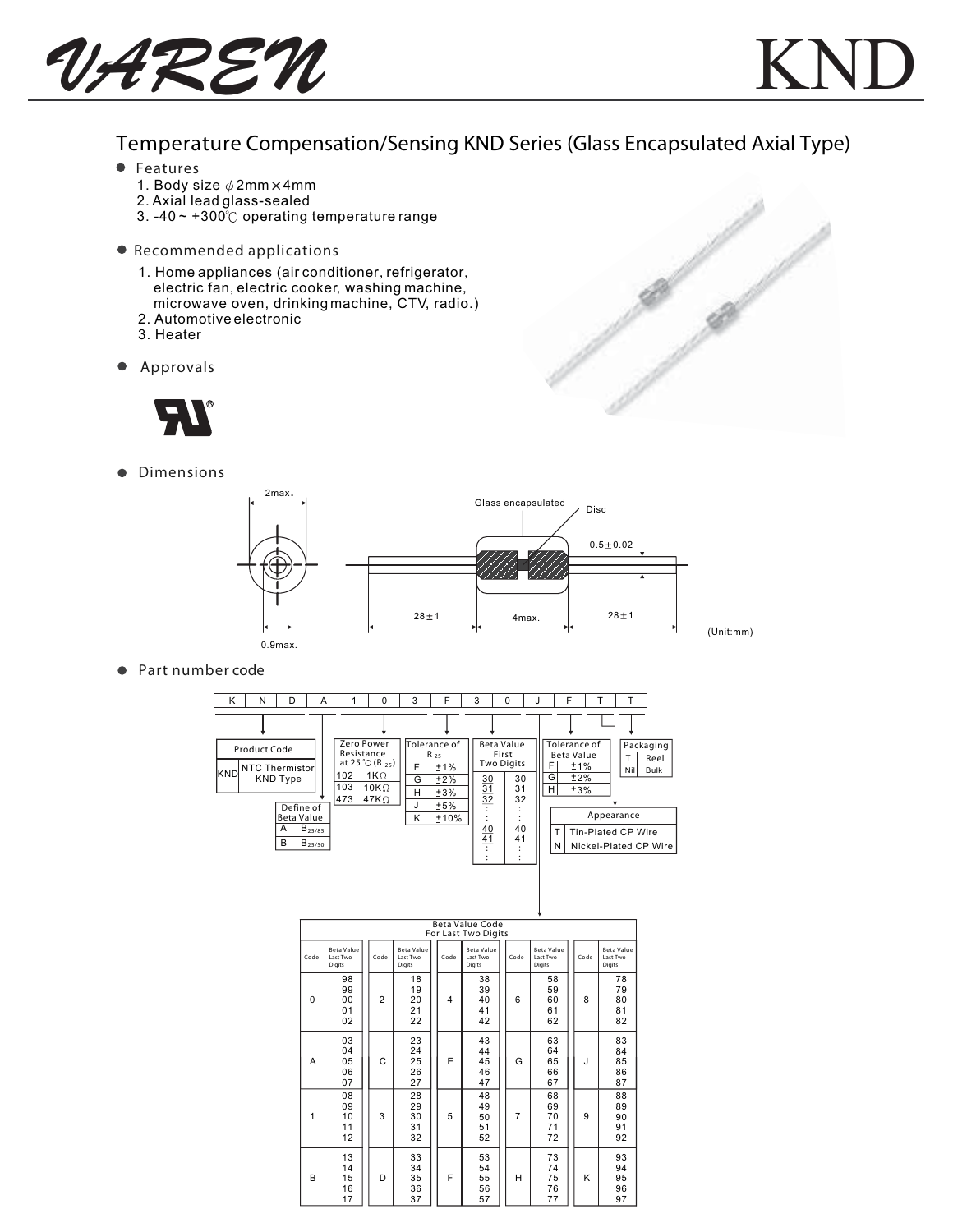# VAREN KND

## Temperature Compensation/Sensing KND Series (Glass Encapsulated Axial Type)

● Features

1. Body size $\phi$2mm×4mm
2. Axial lead glass-sealed
3. -40 ~ +300℃ operating temperature range

● Recommended applications

1. Home appliances (air conditioner, refrigerator, electric fan, electric cooker, washing machine, microwave oven, drinking machine, CTV, radio.)
2. Automotive electronic
3. Heater

● Approvals

● Dimensions

2max.

0.9max.

Glass encapsulated

Disc

0.5±0.02

28±1 | 4max. | 28±1

(Unit:mm)

● Part number code

| K | N | D | A | 1 | 0 | 3 | F | 3 | 0 | J | F | T | T |
|---|---|---|---|---|---|---|---|---|---|---|---|---|---|

**Product Code**

| KND | NTC Thermistor KND Type |
|---|---|

**Define of Beta Value**

| A | $B_{25/85}$ |
|---|---|
| B | $B_{25/50}$ |

**Zero Power Resistance at 25 ℃ ($R_{25}$)**

| 102 | 1KΩ |
|---|---|
| 103 | 10KΩ |
| 473 | 47KΩ |

**Tolerance of $R_{25}$**

| F | ±1% |
|---|---|
| G | ±2% |
| H | ±3% |
| J | ±5% |
| K | ±10% |

**Beta Value First Two Digits**

| 30 | 30 |
|---|---|
| 31 | 31 |
| 32 | 32 |
| : | : |
| 40 | 40 |
| 41 | 41 |
| : | : |

**Tolerance of Beta Value**

| F | ±1% |
|---|---|
| G | ±2% |
| H | ±3% |

**Packaging**

| T | Reel |
|---|---|
| Nil | Bulk |

**Appearance**

| T | Tin-Plated CP Wire |
|---|---|
| N | Nickel-Plated CP Wire |

**Beta Value Code For Last Two Digits**

| Code | Beta Value Last Two Digits | Code | Beta Value Last Two Digits | Code | Beta Value Last Two Digits | Code | Beta Value Last Two Digits | Code | Beta Value Last Two Digits |
|---|---|---|---|---|---|---|---|---|---|
| 0 | 98 99 00 01 02 | 2 | 18 19 20 21 22 | 4 | 38 39 40 41 42 | 6 | 58 59 60 61 62 | 8 | 78 79 80 81 82 |
| A | 03 04 05 06 07 | C | 23 24 25 26 27 | E | 43 44 45 46 47 | G | 63 64 65 66 67 | J | 83 84 85 86 87 |
| 1 | 08 09 10 11 12 | 3 | 28 29 30 31 32 | 5 | 48 49 50 51 52 | 7 | 68 69 70 71 72 | 9 | 88 89 90 91 92 |
| B | 13 14 15 16 17 | D | 33 34 35 36 37 | F | 53 54 55 56 57 | H | 73 74 75 76 77 | K | 93 94 95 96 97 |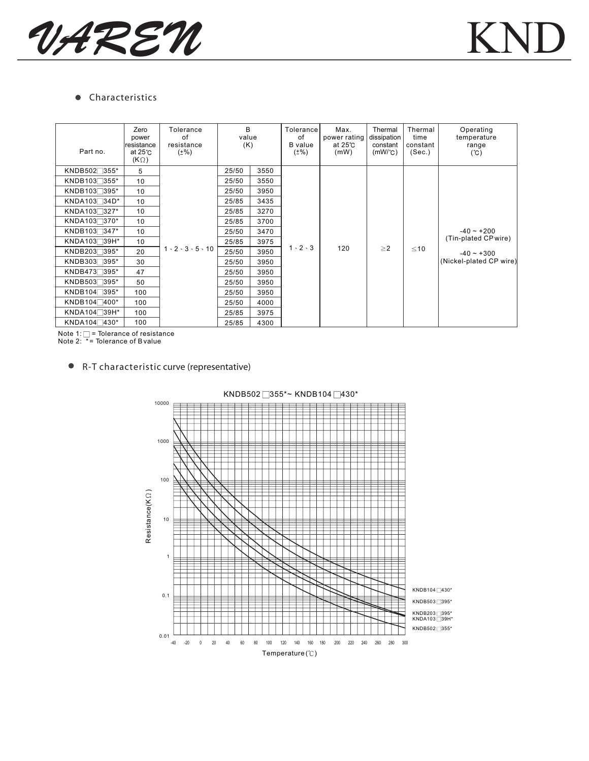## Characteristics

| Part no. | Zero power resistance at 25℃ (KΩ) | Tolerance of resistance (±%) | B value (K) | | Tolerance of B value (±%) | Max. power rating at 25℃ (mW) | Thermal dissipation constant (mW/℃) | Thermal time constant (Sec.) | Operating temperature range (℃) |
|---|---|---|---|---|---|---|---|---|---|
| KNDB502□355* | 5 | 1、2、3、5、10 | 25/50 | 3550 | 1、2、3 | 120 | ≧2 | ≦10 | -40 ~ +200 (Tin-plated CP wire) -40 ~ +300 (Nickel-plated CP wire) |
| KNDB103□355* | 10 | | 25/50 | 3550 | | | | | |
| KNDB103□395* | 10 | | 25/50 | 3950 | | | | | |
| KNDA103□34D* | 10 | | 25/85 | 3435 | | | | | |
| KNDA103□327* | 10 | | 25/85 | 3270 | | | | | |
| KNDA103□370* | 10 | | 25/85 | 3700 | | | | | |
| KNDB103□347* | 10 | | 25/50 | 3470 | | | | | |
| KNDA103□39H* | 10 | | 25/85 | 3975 | | | | | |
| KNDB203□395* | 20 | | 25/50 | 3950 | | | | | |
| KNDB303□395* | 30 | | 25/50 | 3950 | | | | | |
| KNDB473□395* | 47 | | 25/50 | 3950 | | | | | |
| KNDB503□395* | 50 | | 25/50 | 3950 | | | | | |
| KNDB104□395* | 100 | | 25/50 | 3950 | | | | | |
| KNDB104□400* | 100 | | 25/50 | 4000 | | | | | |
| KNDA104□39H* | 100 | | 25/85 | 3975 | | | | | |
| KNDA104□430* | 100 | | 25/85 | 4300 | | | | | |

Note 1: □ = Tolerance of resistance
Note 2: * = Tolerance of B value

## R-T characteristic curve (representative)

KNDB502□355*~ KNDB104□430*

Resistance(KΩ) vs. Temperature(℃)

Curves: KNDB104□430*, KNDB503□395*, KNDB203□395*, KNDA103□39H*, KNDB502□355*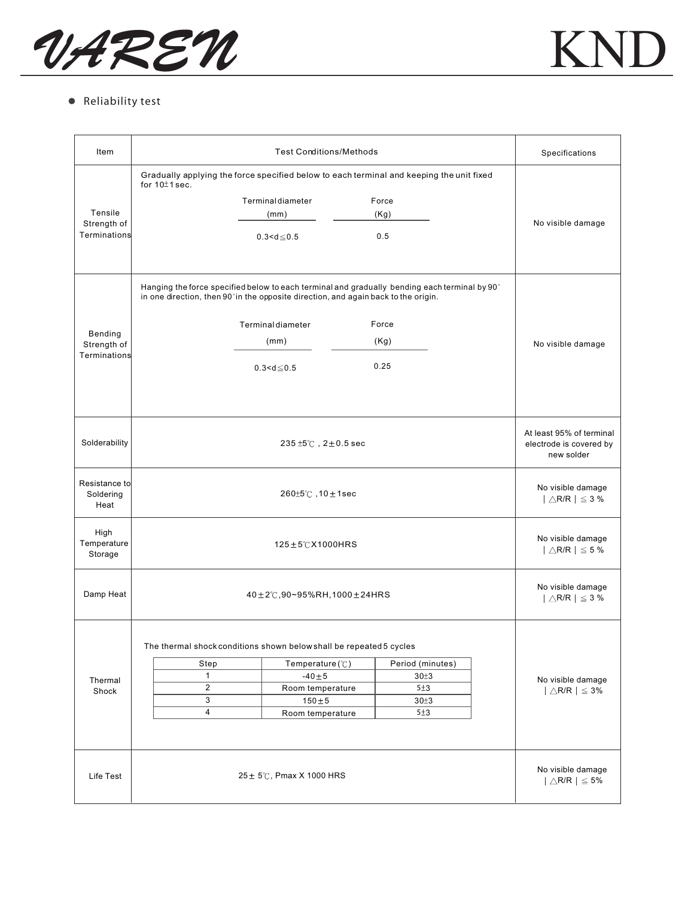- Reliability test

| Item | Test Conditions/Methods | Specifications |
|---|---|---|
| Tensile Strength of Terminations | Gradually applying the force specified below to each terminal and keeping the unit fixed for 10±1 sec.<br><br>Terminal diameter (mm): 0.3<d≦0.5 — Force (Kg): 0.5 | No visible damage |
| Bending Strength of Terminations | Hanging the force specified below to each terminal and gradually bending each terminal by 90° in one direction, then 90° in the opposite direction, and again back to the origin.<br><br>Terminal diameter (mm): 0.3<d≦0.5 — Force (Kg): 0.25 | No visible damage |
| Solderability | 235 ±5℃ , 2±0.5 sec | At least 95% of terminal electrode is covered by new solder |
| Resistance to Soldering Heat | 260±5℃ ,10±1sec | No visible damage<br>│△R/R│ ≦ 3 % |
| High Temperature Storage | 125±5℃X1000HRS | No visible damage<br>│△R/R│ ≦ 5 % |
| Damp Heat | 40±2℃,90~95%RH,1000±24HRS | No visible damage<br>│△R/R│ ≦ 3 % |
| Thermal Shock | The thermal shock conditions shown below shall be repeated 5 cycles<br><br>Step 1: -40±5 ℃, 30±3 minutes<br>Step 2: Room temperature, 5±3 minutes<br>Step 3: 150±5 ℃, 30±3 minutes<br>Step 4: Room temperature, 5±3 minutes | No visible damage<br>│△R/R│ ≦ 3% |
| Life Test | 25± 5℃, Pmax X 1000 HRS | No visible damage<br>│△R/R│ ≦ 5% |

Thermal shock conditions:

| Step | Temperature (℃) | Period (minutes) |
|---|---|---|
| 1 | -40±5 | 30±3 |
| 2 | Room temperature | 5±3 |
| 3 | 150±5 | 30±3 |
| 4 | Room temperature | 5±3 |